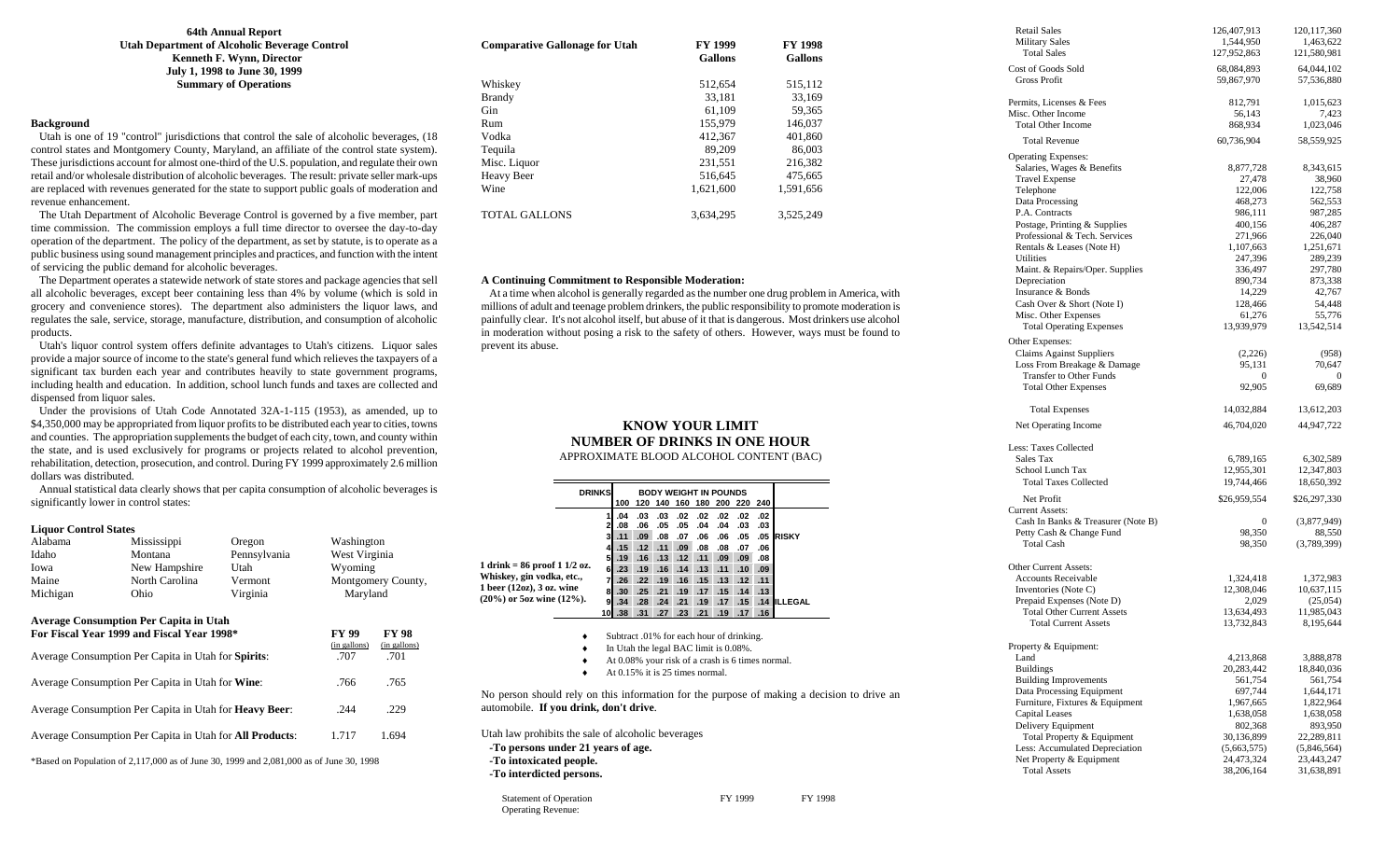**64th Annual Report**
**Utah Department of Alcoholic Beverage Control**
**Kenneth F. Wynn, Director**
**July 1, 1998 to June 30, 1999**
**Summary of Operations**

## Background

Utah is one of 19 "control" jurisdictions that control the sale of alcoholic beverages, (18 control states and Montgomery County, Maryland, an affiliate of the control state system). These jurisdictions account for almost one-third of the U.S. population, and regulate their own retail and/or wholesale distribution of alcoholic beverages. The result: private seller mark-ups are replaced with revenues generated for the state to support public goals of moderation and revenue enhancement.

The Utah Department of Alcoholic Beverage Control is governed by a five member, part time commission. The commission employs a full time director to oversee the day-to-day operation of the department. The policy of the department, as set by statute, is to operate as a public business using sound management principles and practices, and function with the intent of servicing the public demand for alcoholic beverages.

The Department operates a statewide network of state stores and package agencies that sell all alcoholic beverages, except beer containing less than 4% by volume (which is sold in grocery and convenience stores). The department also administers the liquor laws, and regulates the sale, service, storage, manufacture, distribution, and consumption of alcoholic products.

Utah's liquor control system offers definite advantages to Utah's citizens. Liquor sales provide a major source of income to the state's general fund which relieves the taxpayers of a significant tax burden each year and contributes heavily to state government programs, including health and education. In addition, school lunch funds and taxes are collected and dispensed from liquor sales.

Under the provisions of Utah Code Annotated 32A-1-115 (1953), as amended, up to $4,350,000 may be appropriated from liquor profits to be distributed each year to cities, towns and counties. The appropriation supplements the budget of each city, town, and county within the state, and is used exclusively for programs or projects related to alcohol prevention, rehabilitation, detection, prosecution, and control. During FY 1999 approximately 2.6 million dollars was distributed.

Annual statistical data clearly shows that per capita consumption of alcoholic beverages is significantly lower in control states:

### Liquor Control States

| | | | |
|---|---|---|---|
| Alabama | Mississippi | Oregon | Washington |
| Idaho | Montana | Pennsylvania | West Virginia |
| Iowa | New Hampshire | Utah | Wyoming |
| Maine | North Carolina | Vermont | Montgomery County, |
| Michigan | Ohio | Virginia | Maryland |

### Average Consumption Per Capita in Utah For Fiscal Year 1999 and Fiscal Year 1998*

| | FY 99 (in gallons) | FY 98 (in gallons) |
|---|---|---|
| Average Consumption Per Capita in Utah for **Spirits**: | .707 | .701 |
| Average Consumption Per Capita in Utah for **Wine**: | .766 | .765 |
| Average Consumption Per Capita in Utah for **Heavy Beer**: | .244 | .229 |
| Average Consumption Per Capita in Utah for **All Products**: | 1.717 | 1.694 |

*Based on Population of 2,117,000 as of June 30, 1999 and 2,081,000 as of June 30, 1998

| Comparative Gallonage for Utah | FY 1999 Gallons | FY 1998 Gallons |
|---|---|---|
| Whiskey | 512,654 | 515,112 |
| Brandy | 33,181 | 33,169 |
| Gin | 61,109 | 59,365 |
| Rum | 155,979 | 146,037 |
| Vodka | 412,367 | 401,860 |
| Tequila | 89,209 | 86,003 |
| Misc. Liquor | 231,551 | 216,382 |
| Heavy Beer | 516,645 | 475,665 |
| Wine | 1,621,600 | 1,591,656 |
| TOTAL GALLONS | 3,634,295 | 3,525,249 |

**A Continuing Commitment to Responsible Moderation:**

At a time when alcohol is generally regarded as the number one drug problem in America, with millions of adult and teenage problem drinkers, the public responsibility to promote moderation is painfully clear. It's not alcohol itself, but abuse of it that is dangerous. Most drinkers use alcohol in moderation without posing a risk to the safety of others. However, ways must be found to prevent its abuse.

## KNOW YOUR LIMIT
## NUMBER OF DRINKS IN ONE HOUR

APPROXIMATE BLOOD ALCOHOL CONTENT (BAC)

1 drink = 86 proof 1 1/2 oz. Whiskey, gin vodka, etc., 1 beer (12oz), 3 oz. wine (20%) or 5oz wine (12%).

| DRINKS | 100 | 120 | 140 | 160 | 180 | 200 | 220 | 240 | |
|---|---|---|---|---|---|---|---|---|---|
| | BODY WEIGHT IN POUNDS | | | | | | | | |
| 1 | .04 | .03 | .03 | .02 | .02 | .02 | .02 | .02 | |
| 2 | .08 | .06 | .05 | .05 | .04 | .04 | .03 | .03 | |
| 3 | .11 | .09 | .08 | .07 | .06 | .06 | .05 | .05 | RISKY |
| 4 | .15 | .12 | .11 | .09 | .08 | .08 | .07 | .06 | |
| 5 | .19 | .16 | .13 | .12 | .11 | .09 | .09 | .08 | |
| 6 | .23 | .19 | .16 | .14 | .13 | .11 | .10 | .09 | |
| 7 | .26 | .22 | .19 | .16 | .15 | .13 | .12 | .11 | |
| 8 | .30 | .25 | .21 | .19 | .17 | .15 | .14 | .13 | |
| 9 | .34 | .28 | .24 | .21 | .19 | .17 | .15 | .14 | ILLEGAL |
| 10 | .38 | .31 | .27 | .23 | .21 | .19 | .17 | .16 | |

- Subtract .01% for each hour of drinking.
- In Utah the legal BAC limit is 0.08%.
- At 0.08% your risk of a crash is 6 times normal.
- At 0.15% it is 25 times normal.

No person should rely on this information for the purpose of making a decision to drive an automobile. **If you drink, don't drive**.

Utah law prohibits the sale of alcoholic beverages

**-To persons under 21 years of age.**
**-To intoxicated people.**
**-To interdicted persons.**

| Statement of Operation | FY 1999 | FY 1998 |
|---|---|---|
| Operating Revenue: | | |
| Retail Sales | 126,407,913 | 120,117,360 |
| Military Sales | 1,544,950 | 1,463,622 |
| Total Sales | 127,952,863 | 121,580,981 |
| Cost of Goods Sold | 68,084,893 | 64,044,102 |
| Gross Profit | 59,867,970 | 57,536,880 |
| Permits, Licenses & Fees | 812,791 | 1,015,623 |
| Misc. Other Income | 56,143 | 7,423 |
| Total Other Income | 868,934 | 1,023,046 |
| Total Revenue | 60,736,904 | 58,559,925 |
| Operating Expenses: | | |
| Salaries, Wages & Benefits | 8,877,728 | 8,343,615 |
| Travel Expense | 27,478 | 38,960 |
| Telephone | 122,006 | 122,758 |
| Data Processing | 468,273 | 562,553 |
| P.A. Contracts | 986,111 | 987,285 |
| Postage, Printing & Supplies | 400,156 | 406,287 |
| Professional & Tech. Services | 271,966 | 226,040 |
| Rentals & Leases (Note H) | 1,107,663 | 1,251,671 |
| Utilities | 247,396 | 289,239 |
| Maint. & Repairs/Oper. Supplies | 336,497 | 297,780 |
| Depreciation | 890,734 | 873,338 |
| Insurance & Bonds | 14,229 | 42,767 |
| Cash Over & Short (Note I) | 128,466 | 54,448 |
| Misc. Other Expenses | 61,276 | 55,776 |
| Total Operating Expenses | 13,939,979 | 13,542,514 |
| Other Expenses: | | |
| Claims Against Suppliers | (2,226) | (958) |
| Loss From Breakage & Damage | 95,131 | 70,647 |
| Transfer to Other Funds | 0 | 0 |
| Total Other Expenses | 92,905 | 69,689 |
| Total Expenses | 14,032,884 | 13,612,203 |
| Net Operating Income | 46,704,020 | 44,947,722 |
| Less: Taxes Collected | | |
| Sales Tax | 6,789,165 | 6,302,589 |
| School Lunch Tax | 12,955,301 | 12,347,803 |
| Total Taxes Collected | 19,744,466 | 18,650,392 |
| Net Profit | $26,959,554 | $26,297,330 |
| Current Assets: | | |
| Cash In Banks & Treasurer (Note B) | 0 | (3,877,949) |
| Petty Cash & Change Fund | 98,350 | 88,550 |
| Total Cash | 98,350 | (3,789,399) |
| Other Current Assets: | | |
| Accounts Receivable | 1,324,418 | 1,372,983 |
| Inventories (Note C) | 12,308,046 | 10,637,115 |
| Prepaid Expenses (Note D) | 2,029 | (25,054) |
| Total Other Current Assets | 13,634,493 | 11,985,043 |
| Total Current Assets | 13,732,843 | 8,195,644 |
| Property & Equipment: | | |
| Land | 4,213,868 | 3,888,878 |
| Buildings | 20,283,442 | 18,840,036 |
| Building Improvements | 561,754 | 561,754 |
| Data Processing Equipment | 697,744 | 1,644,171 |
| Furniture, Fixtures & Equipment | 1,967,665 | 1,822,964 |
| Capital Leases | 1,638,058 | 1,638,058 |
| Delivery Equipment | 802,368 | 893,950 |
| Total Property & Equipment | 30,136,899 | 22,289,811 |
| Less: Accumulated Depreciation | (5,663,575) | (5,846,564) |
| Net Property & Equipment | 24,473,324 | 23,443,247 |
| Total Assets | 38,206,164 | 31,638,891 |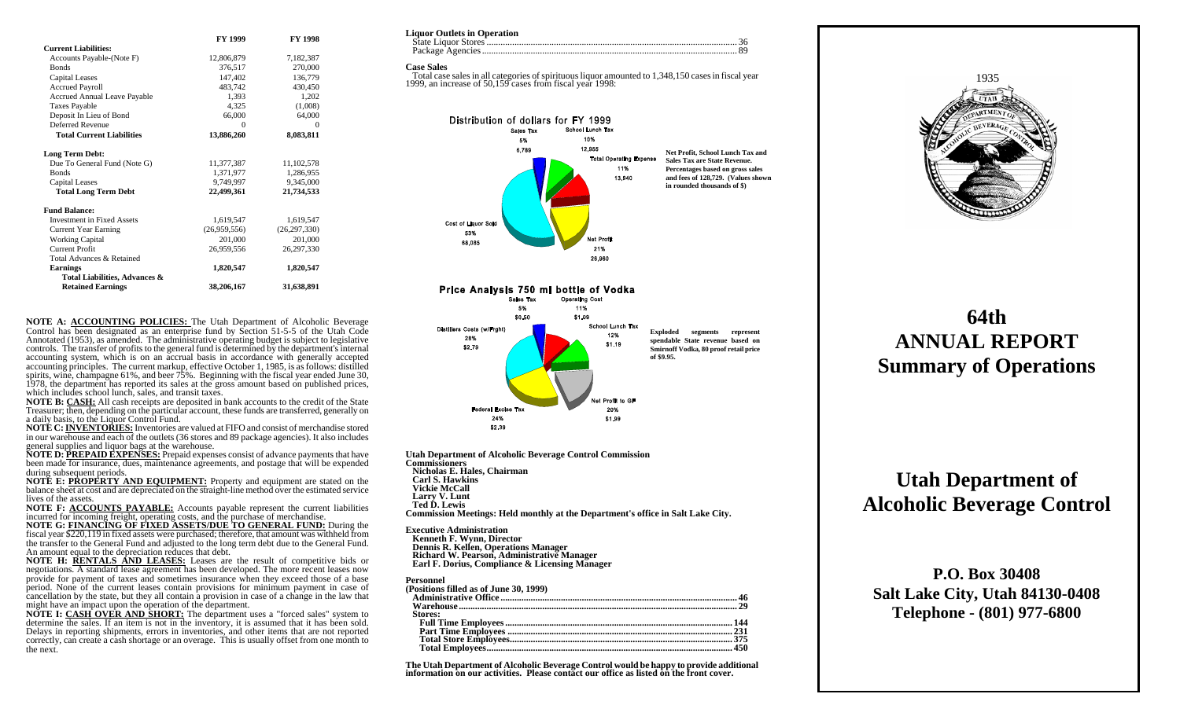| | FY 1999 | FY 1998 |
|---|---|---|
| **Current Liabilities:** | | |
| Accounts Payable-(Note F) | 12,806,879 | 7,182,387 |
| Bonds | 376,517 | 270,000 |
| Capital Leases | 147,402 | 136,779 |
| Accrued Payroll | 483,742 | 430,450 |
| Accrued Annual Leave Payable | 1,393 | 1,202 |
| Taxes Payable | 4,325 | (1,008) |
| Deposit In Lieu of Bond | 66,000 | 64,000 |
| Deferred Revenue | 0 | 0 |
| **Total Current Liabilities** | **13,886,260** | **8,083,811** |
| **Long Term Debt:** | | |
| Due To General Fund (Note G) | 11,377,387 | 11,102,578 |
| Bonds | 1,371,977 | 1,286,955 |
| Capital Leases | 9,749,997 | 9,345,000 |
| **Total Long Term Debt** | **22,499,361** | **21,734,533** |
| **Fund Balance:** | | |
| Investment in Fixed Assets | 1,619,547 | 1,619,547 |
| Current Year Earning | (26,959,556) | (26,297,330) |
| Working Capital | 201,000 | 201,000 |
| Current Profit | 26,959,556 | 26,297,330 |
| Total Advances & Retained | | |
| **Earnings** | **1,820,547** | **1,820,547** |
| **Total Liabilities, Advances & Retained Earnings** | **38,206,167** | **31,638,891** |

**NOTE A: ACCOUNTING POLICIES:** The Utah Department of Alcoholic Beverage Control has been designated as an enterprise fund by Section 51-5-5 of the Utah Code Annotated (1953), as amended. The administrative operating budget is subject to legislative controls. The transfer of profits to the general fund is determined by the department's internal accounting system, which is on an accrual basis in accordance with generally accepted accounting principles. The current markup, effective October 1, 1985, is as follows: distilled spirits, wine, champagne 61%, and beer 75%. Beginning with the fiscal year ended June 30, 1978, the department has reported its sales at the gross amount based on published prices, which includes school lunch, sales, and transit taxes.

**NOTE B: CASH:** All cash receipts are deposited in bank accounts to the credit of the State Treasurer; then, depending on the particular account, these funds are transferred, generally on a daily basis, to the Liquor Control Fund.

**NOTE C: INVENTORIES:** Inventories are valued at FIFO and consist of merchandise stored in our warehouse and each of the outlets (36 stores and 89 package agencies). It also includes general supplies and liquor bags at the warehouse.

**NOTE D: PREPAID EXPENSES:** Prepaid expenses consist of advance payments that have been made for insurance, dues, maintenance agreements, and postage that will be expended during subsequent periods.

**NOTE E: PROPERTY AND EQUIPMENT:** Property and equipment are stated on the balance sheet at cost and are depreciated on the straight-line method over the estimated service lives of the assets.

**NOTE F: ACCOUNTS PAYABLE:** Accounts payable represent the current liabilities incurred for incoming freight, operating costs, and the purchase of merchandise.

**NOTE G: FINANCING OF FIXED ASSETS/DUE TO GENERAL FUND:** During the fiscal year $220,119 in fixed assets were purchased; therefore, that amount was withheld from the transfer to the General Fund and adjusted to the long term debt due to the General Fund. An amount equal to the depreciation reduces that debt.

**NOTE H: RENTALS AND LEASES:** Leases are the result of competitive bids or negotiations. A standard lease agreement has been developed. The more recent leases now provide for payment of taxes and sometimes insurance when they exceed those of a base period. None of the current leases contain provisions for minimum payment in case of cancellation by the state, but they all contain a provision in case of a change in the law that might have an impact upon the operation of the department.

**NOTE I: CASH OVER AND SHORT:** The department uses a "forced sales" system to determine the sales. If an item is not in the inventory, it is assumed that it has been sold. Delays in reporting shipments, errors in inventories, and other items that are not reported correctly, can create a cash shortage or an overage. This is usually offset from one month to the next.

**Liquor Outlets in Operation**

| | |
|---|---|
| State Liquor Stores | 36 |
| Package Agencies | 89 |

**Case Sales**

Total case sales in all categories of spirituous liquor amounted to 1,348,150 cases in fiscal year 1999, an increase of 50,159 cases from fiscal year 1998:

Distribution of dollars for FY 1999

Sales Tax 5% 6,789
School Lunch Tax 10% 12,955
Total Operating Expense 11% 13,840
Net Profit 21% 26,960
Cost of Liquor Sold 53% 68,085

**Net Profit, School Lunch Tax and Sales Tax are State Revenue. Percentages based on gross sales and fees of 128,729. (Values shown in rounded thousands of $)**

Price Analysis 750 ml bottle of Vodka

Sales Tax 5% $0.50
Operating Cost 11% $1.09
School Lunch Tax 12% $1.19
Net Profit to GF 20% $1.99
Federal Excise Tax 24% $2.39
Distillers Costs (w/Frght) 28% $2.79

**Exploded segments represent spendable State revenue based on Smirnoff Vodka, 80 proof retail price of $9.95.**

**Utah Department of Alcoholic Beverage Control Commission**

**Commissioners**
**Nicholas E. Hales, Chairman**
**Carl S. Hawkins**
**Vickie McCall**
**Larry V. Lunt**
**Ted D. Lewis**

**Commission Meetings: Held monthly at the Department's office in Salt Lake City.**

**Executive Administration**
**Kenneth F. Wynn, Director**
**Dennis R. Kellen, Operations Manager**
**Richard W. Pearson, Administrative Manager**
**Earl F. Dorius, Compliance & Licensing Manager**

**Personnel**
**(Positions filled as of June 30, 1999)**

| | |
|---|---|
| **Administrative Office** | **46** |
| **Warehouse** | **29** |
| **Stores:** | |
| **Full Time Employees** | **144** |
| **Part Time Employees** | **231** |
| **Total Store Employees** | **375** |
| **Total Employees** | **450** |

**The Utah Department of Alcoholic Beverage Control would be happy to provide additional information on our activities. Please contact our office as listed on the front cover.**

1935

UTAH DEPARTMENT OF ALCOHOLIC BEVERAGE CONTROL

# 64th ANNUAL REPORT Summary of Operations

# Utah Department of Alcoholic Beverage Control

**P.O. Box 30408**
**Salt Lake City, Utah 84130-0408**
**Telephone - (801) 977-6800**